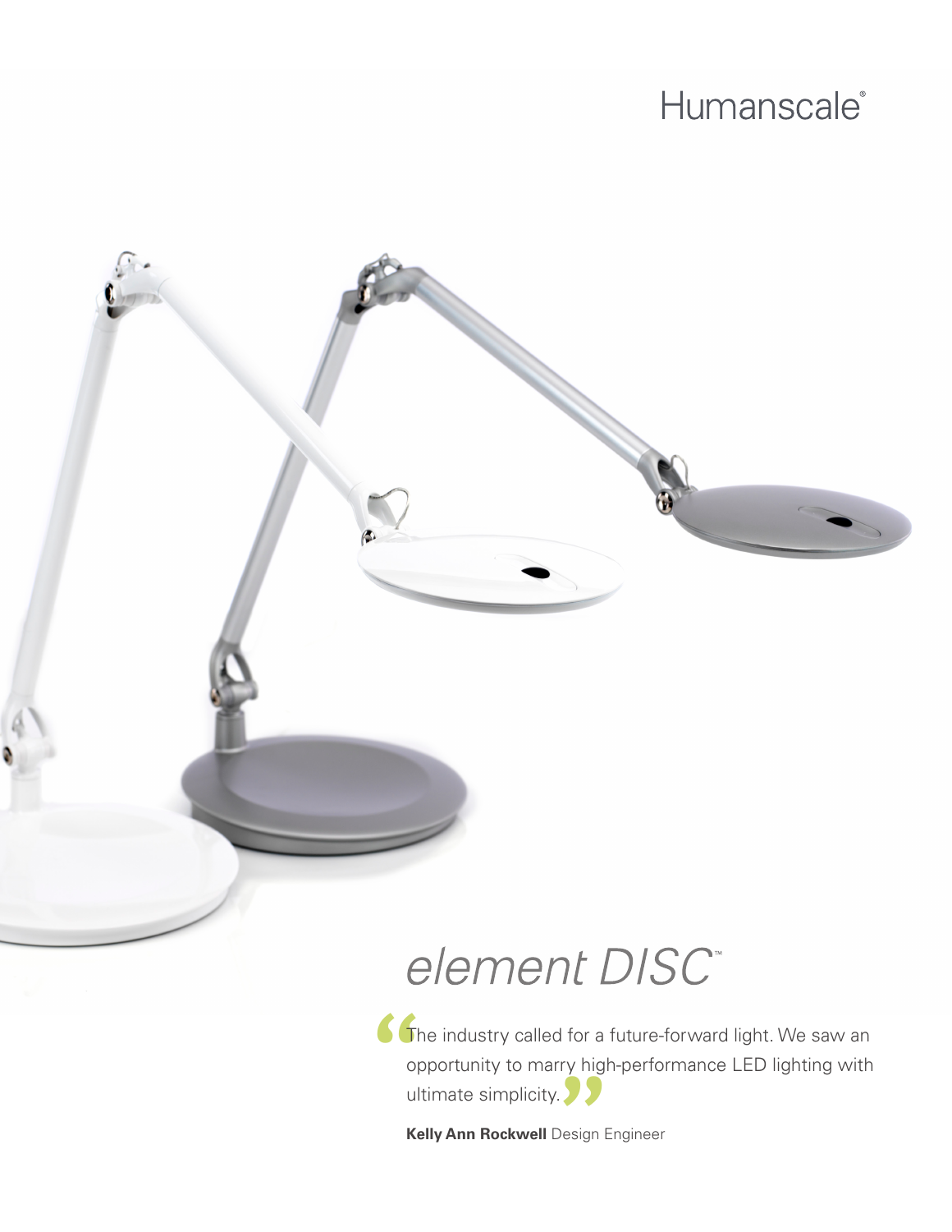Humanscale®

# element DISC™

"The industry called for a future-forward light. We saw an opportunity to marry high-performance LED lighting with ultimate simplicity."

**Kelly Ann Rockwell** Design Engineer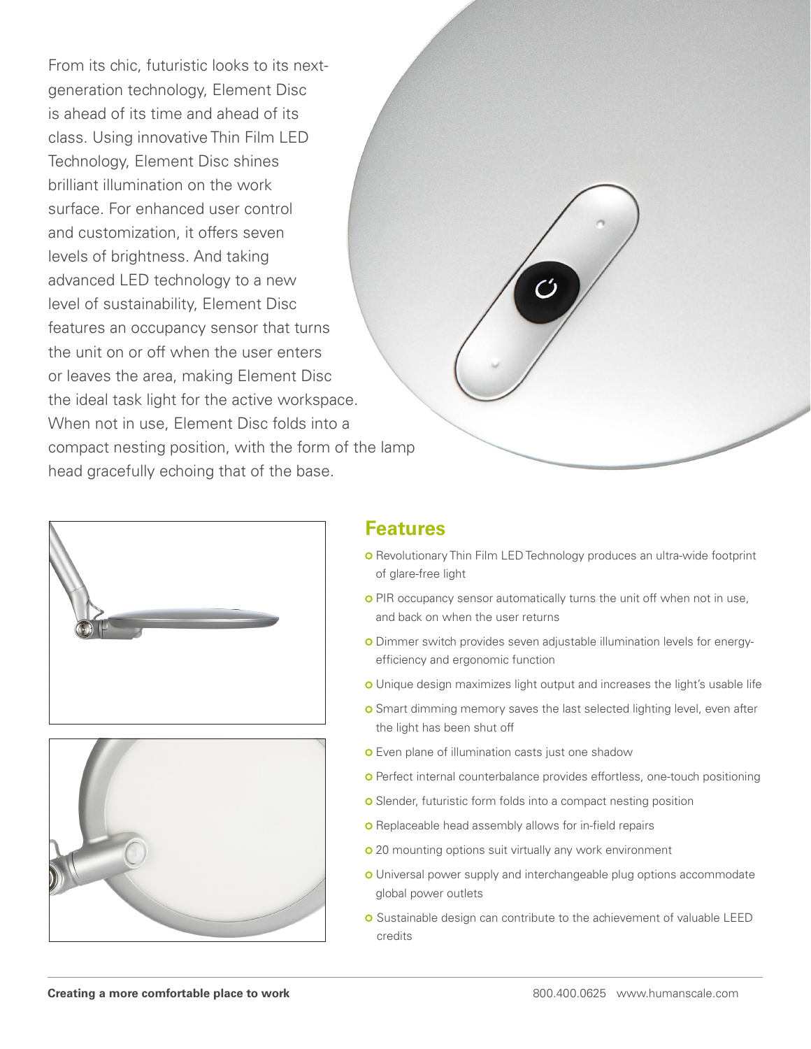From its chic, futuristic looks to its next-generation technology, Element Disc is ahead of its time and ahead of its class. Using innovative Thin Film LED Technology, Element Disc shines brilliant illumination on the work surface. For enhanced user control and customization, it offers seven levels of brightness. And taking advanced LED technology to a new level of sustainability, Element Disc features an occupancy sensor that turns the unit on or off when the user enters or leaves the area, making Element Disc the ideal task light for the active workspace. When not in use, Element Disc folds into a compact nesting position, with the form of the lamp head gracefully echoing that of the base.

## Features

- Revolutionary Thin Film LED Technology produces an ultra-wide footprint of glare-free light
- PIR occupancy sensor automatically turns the unit off when not in use, and back on when the user returns
- Dimmer switch provides seven adjustable illumination levels for energy-efficiency and ergonomic function
- Unique design maximizes light output and increases the light's usable life
- Smart dimming memory saves the last selected lighting level, even after the light has been shut off
- Even plane of illumination casts just one shadow
- Perfect internal counterbalance provides effortless, one-touch positioning
- Slender, futuristic form folds into a compact nesting position
- Replaceable head assembly allows for in-field repairs
- 20 mounting options suit virtually any work environment
- Universal power supply and interchangeable plug options accommodate global power outlets
- Sustainable design can contribute to the achievement of valuable LEED credits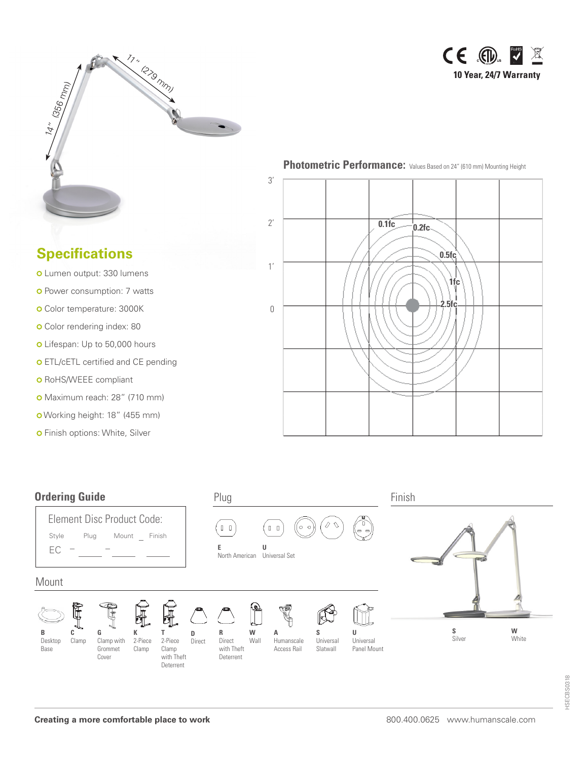14" (356 mm)

11" (279 mm)

10 Year, 24/7 Warranty

## Specifications

- Lumen output: 330 lumens
- Power consumption: 7 watts
- Color temperature: 3000K
- Color rendering index: 80
- Lifespan: Up to 50,000 hours
- ETL/cETL certified and CE pending
- RoHS/WEEE compliant
- Maximum reach: 28" (710 mm)
- Working height: 18" (455 mm)
- Finish options: White, Silver

## Photometric Performance: Values Based on 24" (610 mm) Mounting Height

3'
2'
1'
0

0.1fc
0.2fc
0.5fc
1fc
2.5fc

## Ordering Guide

Element Disc Product Code:

Style – Plug – Mount _ Finish

EC – ______ – ______ ______

### Plug

**E** North American

**U** Universal Set

### Finish

**S** Silver

**W** White

### Mount

**B** Desktop Base

**C** Clamp

**G** Clamp with Grommet Cover

**K** 2-Piece Clamp

**T** 2-Piece Clamp with Theft Deterrent

**D** Direct

**R** Direct with Theft Deterrent

**W** Wall

**A** Humanscale Access Rail

**S** Universal Slatwall

**U** Universal Panel Mount

HSECBS0318

**Creating a more comfortable place to work**

800.400.0625 www.humanscale.com